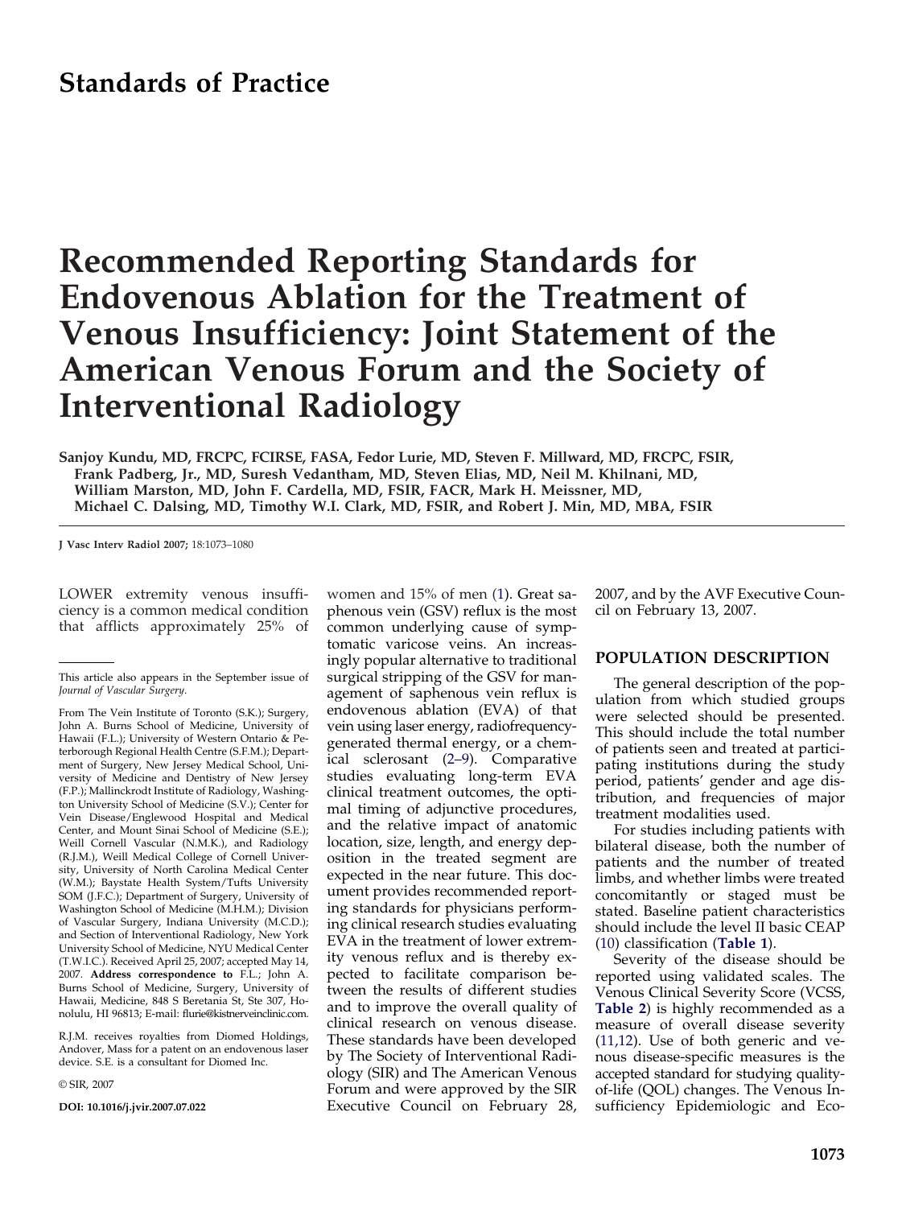## Standards of Practice

# Recommended Reporting Standards for Endovenous Ablation for the Treatment of Venous Insufficiency: Joint Statement of the American Venous Forum and the Society of Interventional Radiology

**Sanjoy Kundu, MD, FRCPC, FCIRSE, FASA, Fedor Lurie, MD, Steven F. Millward, MD, FRCPC, FSIR, Frank Padberg, Jr., MD, Suresh Vedantham, MD, Steven Elias, MD, Neil M. Khilnani, MD, William Marston, MD, John F. Cardella, MD, FSIR, FACR, Mark H. Meissner, MD, Michael C. Dalsing, MD, Timothy W.I. Clark, MD, FSIR, and Robert J. Min, MD, MBA, FSIR**

**J Vasc Interv Radiol 2007;** 18:1073–1080

LOWER extremity venous insufficiency is a common medical condition that afflicts approximately 25% of women and 15% of men (1). Great saphenous vein (GSV) reflux is the most common underlying cause of symptomatic varicose veins. An increasingly popular alternative to traditional surgical stripping of the GSV for management of saphenous vein reflux is endovenous ablation (EVA) of that vein using laser energy, radiofrequency-generated thermal energy, or a chemical sclerosant (2–9). Comparative studies evaluating long-term EVA clinical treatment outcomes, the optimal timing of adjunctive procedures, and the relative impact of anatomic location, size, length, and energy deposition in the treated segment are expected in the near future. This document provides recommended reporting standards for physicians performing clinical research studies evaluating EVA in the treatment of lower extremity venous reflux and is thereby expected to facilitate comparison between the results of different studies and to improve the overall quality of clinical research on venous disease. These standards have been developed by The Society of Interventional Radiology (SIR) and The American Venous Forum and were approved by the SIR Executive Council on February 28, 2007, and by the AVF Executive Council on February 13, 2007.

## POPULATION DESCRIPTION

The general description of the population from which studied groups were selected should be presented. This should include the total number of patients seen and treated at participating institutions during the study period, patients' gender and age distribution, and frequencies of major treatment modalities used.

For studies including patients with bilateral disease, both the number of patients and the number of treated limbs, and whether limbs were treated concomitantly or staged must be stated. Baseline patient characteristics should include the level II basic CEAP (10) classification (**Table 1**).

Severity of the disease should be reported using validated scales. The Venous Clinical Severity Score (VCSS, **Table 2**) is highly recommended as a measure of overall disease severity (11,12). Use of both generic and venous disease-specific measures is the accepted standard for studying quality-of-life (QOL) changes. The Venous Insufficiency Epidemiologic and Eco-

---

This article also appears in the September issue of *Journal of Vascular Surgery*.

From The Vein Institute of Toronto (S.K.); Surgery, John A. Burns School of Medicine, University of Hawaii (F.L.); University of Western Ontario & Peterborough Regional Health Centre (S.F.M.); Department of Surgery, New Jersey Medical School, University of Medicine and Dentistry of New Jersey (F.P.); Mallinckrodt Institute of Radiology, Washington University School of Medicine (S.V.); Center for Vein Disease/Englewood Hospital and Medical Center, and Mount Sinai School of Medicine (S.E.); Weill Cornell Vascular (N.M.K.), and Radiology (R.J.M.), Weill Medical College of Cornell University, University of North Carolina Medical Center (W.M.); Baystate Health System/Tufts University SOM (J.F.C.); Department of Surgery, University of Washington School of Medicine (M.H.M.); Division of Vascular Surgery, Indiana University (M.C.D.); and Section of Interventional Radiology, New York University School of Medicine, NYU Medical Center (T.W.I.C.). Received April 25, 2007; accepted May 14, 2007. **Address correspondence to** F.L.; John A. Burns School of Medicine, Surgery, University of Hawaii, Medicine, 848 S Beretania St, Ste 307, Honolulu, HI 96813; E-mail: flurie@kistnerveinclinic.com.

R.J.M. receives royalties from Diomed Holdings, Andover, Mass for a patent on an endovenous laser device. S.E. is a consultant for Diomed Inc.

© SIR, 2007

**DOI: 10.1016/j.jvir.2007.07.022**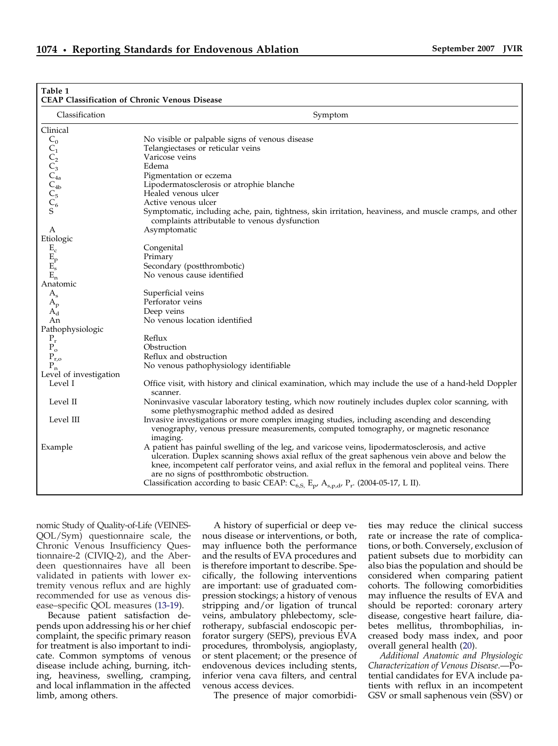**Table 1**
**CEAP Classification of Chronic Venous Disease**

| Classification | Symptom |
|---|---|
| Clinical | |
| $C_0$ | No visible or palpable signs of venous disease |
| $C_1$ | Telangiectases or reticular veins |
| $C_2$ | Varicose veins |
| $C_3$ | Edema |
| $C_{4a}$ | Pigmentation or eczema |
| $C_{4b}$ | Lipodermatosclerosis or atrophie blanche |
| $C_5$ | Healed venous ulcer |
| $C_6$ | Active venous ulcer |
| S | Symptomatic, including ache, pain, tightness, skin irritation, heaviness, and muscle cramps, and other complaints attributable to venous dysfunction |
| A | Asymptomatic |
| Etiologic | |
| $E_c$ | Congenital |
| $E_p$ | Primary |
| $E_s$ | Secondary (postthrombotic) |
| $E_n$ | No venous cause identified |
| Anatomic | |
| $A_s$ | Superficial veins |
| $A_p$ | Perforator veins |
| $A_d$ | Deep veins |
| An | No venous location identified |
| Pathophysiologic | |
| $P_r$ | Reflux |
| $P_o$ | Obstruction |
| $P_{r,o}$ | Reflux and obstruction |
| $P_n$ | No venous pathophysiology identifiable |
| Level of investigation | |
| Level I | Office visit, with history and clinical examination, which may include the use of a hand-held Doppler scanner. |
| Level II | Noninvasive vascular laboratory testing, which now routinely includes duplex color scanning, with some plethysmographic method added as desired |
| Level III | Invasive investigations or more complex imaging studies, including ascending and descending venography, venous pressure measurements, computed tomography, or magnetic resonance imaging. |
| Example | A patient has painful swelling of the leg, and varicose veins, lipodermatosclerosis, and active ulceration. Duplex scanning shows axial reflux of the great saphenous vein above and below the knee, incompetent calf perforator veins, and axial reflux in the femoral and popliteal veins. There are no signs of postthrombotic obstruction. Classification according to basic CEAP: $C_{6,S}$, $E_p$, $A_{s,p,d}$, $P_r$. (2004-05-17, L II). |

nomic Study of Quality-of-Life (VEINES-QOL/Sym) questionnaire scale, the Chronic Venous Insufficiency Questionnaire-2 (CIVIQ-2), and the Aberdeen questionnaires have all been validated in patients with lower extremity venous reflux and are highly recommended for use as venous disease–specific QOL measures (13-19).

Because patient satisfaction depends upon addressing his or her chief complaint, the specific primary reason for treatment is also important to indicate. Common symptoms of venous disease include aching, burning, itching, heaviness, swelling, cramping, and local inflammation in the affected limb, among others.

A history of superficial or deep venous disease or interventions, or both, may influence both the performance and the results of EVA procedures and is therefore important to describe. Specifically, the following interventions are important: use of graduated compression stockings; a history of venous stripping and/or ligation of truncal veins, ambulatory phlebectomy, sclerotherapy, subfascial endoscopic perforator surgery (SEPS), previous EVA procedures, thrombolysis, angioplasty, or stent placement; or the presence of endovenous devices including stents, inferior vena cava filters, and central venous access devices.

The presence of major comorbidities may reduce the clinical success rate or increase the rate of complications, or both. Conversely, exclusion of patient subsets due to morbidity can also bias the population and should be considered when comparing patient cohorts. The following comorbidities may influence the results of EVA and should be reported: coronary artery disease, congestive heart failure, diabetes mellitus, thrombophilias, increased body mass index, and poor overall general health (20).

*Additional Anatomic and Physiologic Characterization of Venous Disease.*—Potential candidates for EVA include patients with reflux in an incompetent GSV or small saphenous vein (SSV) or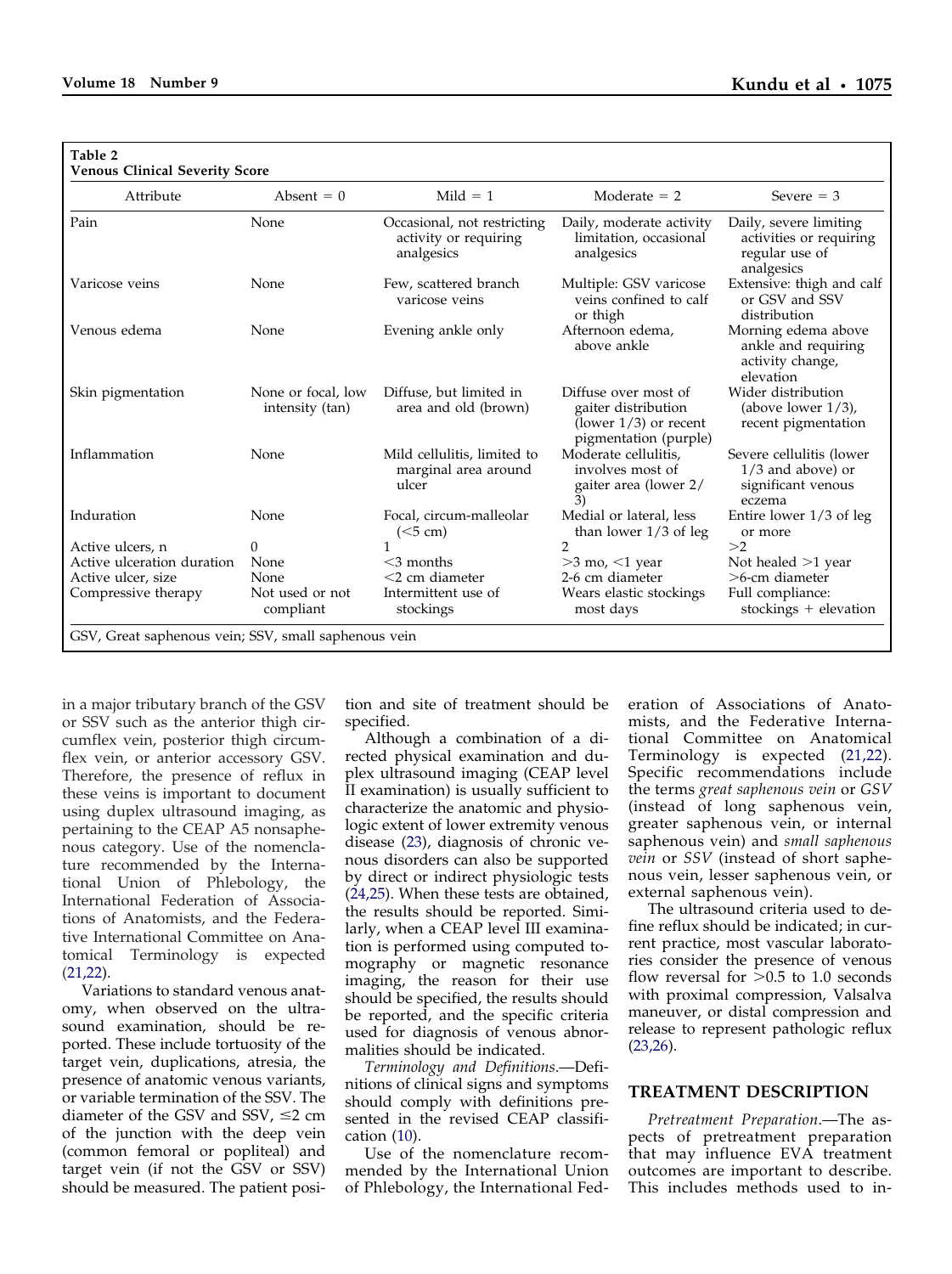**Table 2**
**Venous Clinical Severity Score**

| Attribute | Absent = 0 | Mild = 1 | Moderate = 2 | Severe = 3 |
|---|---|---|---|---|
| Pain | None | Occasional, not restricting activity or requiring analgesics | Daily, moderate activity limitation, occasional analgesics | Daily, severe limiting activities or requiring regular use of analgesics |
| Varicose veins | None | Few, scattered branch varicose veins | Multiple: GSV varicose veins confined to calf or thigh | Extensive: thigh and calf or GSV and SSV distribution |
| Venous edema | None | Evening ankle only | Afternoon edema, above ankle | Morning edema above ankle and requiring activity change, elevation |
| Skin pigmentation | None or focal, low intensity (tan) | Diffuse, but limited in area and old (brown) | Diffuse over most of gaiter distribution (lower 1/3) or recent pigmentation (purple) | Wider distribution (above lower 1/3), recent pigmentation |
| Inflammation | None | Mild cellulitis, limited to marginal area around ulcer | Moderate cellulitis, involves most of gaiter area (lower 2/3) | Severe cellulitis (lower 1/3 and above) or significant venous eczema |
| Induration | None | Focal, circum-malleolar (<5 cm) | Medial or lateral, less than lower 1/3 of leg | Entire lower 1/3 of leg or more |
| Active ulcers, n | 0 | 1 | 2 | >2 |
| Active ulceration duration | None | <3 months | >3 mo, <1 year | Not healed >1 year |
| Active ulcer, size | None | <2 cm diameter | 2-6 cm diameter | >6-cm diameter |
| Compressive therapy | Not used or not compliant | Intermittent use of stockings | Wears elastic stockings most days | Full compliance: stockings + elevation |

GSV, Great saphenous vein; SSV, small saphenous vein

in a major tributary branch of the GSV or SSV such as the anterior thigh circumflex vein, posterior thigh circumflex vein, or anterior accessory GSV. Therefore, the presence of reflux in these veins is important to document using duplex ultrasound imaging, as pertaining to the CEAP A5 nonsaphenous category. Use of the nomenclature recommended by the International Union of Phlebology, the International Federation of Associations of Anatomists, and the Federative International Committee on Anatomical Terminology is expected (21,22).

Variations to standard venous anatomy, when observed on the ultrasound examination, should be reported. These include tortuosity of the target vein, duplications, atresia, the presence of anatomic venous variants, or variable termination of the SSV. The diameter of the GSV and SSV, ≤2 cm of the junction with the deep vein (common femoral or popliteal) and target vein (if not the GSV or SSV) should be measured. The patient position and site of treatment should be specified.

Although a combination of a directed physical examination and duplex ultrasound imaging (CEAP level II examination) is usually sufficient to characterize the anatomic and physiologic extent of lower extremity venous disease (23), diagnosis of chronic venous disorders can also be supported by direct or indirect physiologic tests (24,25). When these tests are obtained, the results should be reported. Similarly, when a CEAP level III examination is performed using computed tomography or magnetic resonance imaging, the reason for their use should be specified, the results should be reported, and the specific criteria used for diagnosis of venous abnormalities should be indicated.

*Terminology and Definitions.*—Definitions of clinical signs and symptoms should comply with definitions presented in the revised CEAP classification (10).

Use of the nomenclature recommended by the International Union of Phlebology, the International Federation of Associations of Anatomists, and the Federative International Committee on Anatomical Terminology is expected (21,22). Specific recommendations include the terms *great saphenous vein* or *GSV* (instead of long saphenous vein, greater saphenous vein, or internal saphenous vein) and *small saphenous vein* or *SSV* (instead of short saphenous vein, lesser saphenous vein, or external saphenous vein).

The ultrasound criteria used to define reflux should be indicated; in current practice, most vascular laboratories consider the presence of venous flow reversal for >0.5 to 1.0 seconds with proximal compression, Valsalva maneuver, or distal compression and release to represent pathologic reflux (23,26).

## TREATMENT DESCRIPTION

*Pretreatment Preparation.*—The aspects of pretreatment preparation that may influence EVA treatment outcomes are important to describe. This includes methods used to in-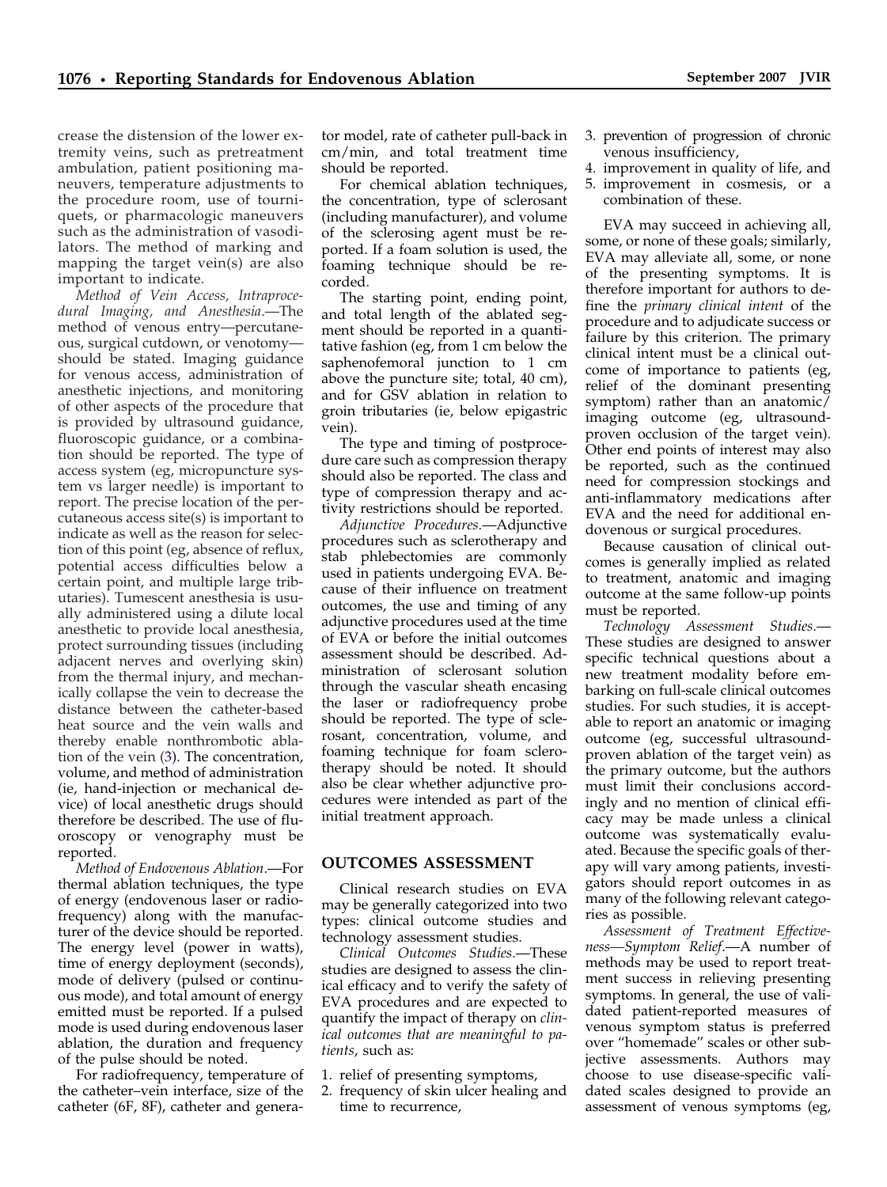crease the distension of the lower extremity veins, such as pretreatment ambulation, patient positioning maneuvers, temperature adjustments to the procedure room, use of tourniquets, or pharmacologic maneuvers such as the administration of vasodilators. The method of marking and mapping the target vein(s) are also important to indicate.

*Method of Vein Access, Intraprocedural Imaging, and Anesthesia.*—The method of venous entry—percutaneous, surgical cutdown, or venotomy—should be stated. Imaging guidance for venous access, administration of anesthetic injections, and monitoring of other aspects of the procedure that is provided by ultrasound guidance, fluoroscopic guidance, or a combination should be reported. The type of access system (eg, micropuncture system vs larger needle) is important to report. The precise location of the percutaneous access site(s) is important to indicate as well as the reason for selection of this point (eg, absence of reflux, potential access difficulties below a certain point, and multiple large tributaries). Tumescent anesthesia is usually administered using a dilute local anesthetic to provide local anesthesia, protect surrounding tissues (including adjacent nerves and overlying skin) from the thermal injury, and mechanically collapse the vein to decrease the distance between the catheter-based heat source and the vein walls and thereby enable nonthrombotic ablation of the vein (3). The concentration, volume, and method of administration (ie, hand-injection or mechanical device) of local anesthetic drugs should therefore be described. The use of fluoroscopy or venography must be reported.

*Method of Endovenous Ablation.*—For thermal ablation techniques, the type of energy (endovenous laser or radiofrequency) along with the manufacturer of the device should be reported. The energy level (power in watts), time of energy deployment (seconds), mode of delivery (pulsed or continuous mode), and total amount of energy emitted must be reported. If a pulsed mode is used during endovenous laser ablation, the duration and frequency of the pulse should be noted.

For radiofrequency, temperature of the catheter–vein interface, size of the catheter (6F, 8F), catheter and generator model, rate of catheter pull-back in cm/min, and total treatment time should be reported.

For chemical ablation techniques, the concentration, type of sclerosant (including manufacturer), and volume of the sclerosing agent must be reported. If a foam solution is used, the foaming technique should be recorded.

The starting point, ending point, and total length of the ablated segment should be reported in a quantitative fashion (eg, from 1 cm below the saphenofemoral junction to 1 cm above the puncture site; total, 40 cm), and for GSV ablation in relation to groin tributaries (ie, below epigastric vein).

The type and timing of postprocedure care such as compression therapy should also be reported. The class and type of compression therapy and activity restrictions should be reported.

*Adjunctive Procedures.*—Adjunctive procedures such as sclerotherapy and stab phlebectomies are commonly used in patients undergoing EVA. Because of their influence on treatment outcomes, the use and timing of any adjunctive procedures used at the time of EVA or before the initial outcomes assessment should be described. Administration of sclerosant solution through the vascular sheath encasing the laser or radiofrequency probe should be reported. The type of sclerosant, concentration, volume, and foaming technique for foam sclerotherapy should be noted. It should also be clear whether adjunctive procedures were intended as part of the initial treatment approach.

## OUTCOMES ASSESSMENT

Clinical research studies on EVA may be generally categorized into two types: clinical outcome studies and technology assessment studies.

*Clinical Outcomes Studies.*—These studies are designed to assess the clinical efficacy and to verify the safety of EVA procedures and are expected to quantify the impact of therapy on *clinical outcomes that are meaningful to patients*, such as:

1. relief of presenting symptoms,
2. frequency of skin ulcer healing and time to recurrence,
3. prevention of progression of chronic venous insufficiency,
4. improvement in quality of life, and
5. improvement in cosmesis, or a combination of these.

EVA may succeed in achieving all, some, or none of these goals; similarly, EVA may alleviate all, some, or none of the presenting symptoms. It is therefore important for authors to define the *primary clinical intent* of the procedure and to adjudicate success or failure by this criterion. The primary clinical intent must be a clinical outcome of importance to patients (eg, relief of the dominant presenting symptom) rather than an anatomic/imaging outcome (eg, ultrasound-proven occlusion of the target vein). Other end points of interest may also be reported, such as the continued need for compression stockings and anti-inflammatory medications after EVA and the need for additional endovenous or surgical procedures.

Because causation of clinical outcomes is generally implied as related to treatment, anatomic and imaging outcome at the same follow-up points must be reported.

*Technology Assessment Studies.*—These studies are designed to answer specific technical questions about a new treatment modality before embarking on full-scale clinical outcomes studies. For such studies, it is acceptable to report an anatomic or imaging outcome (eg, successful ultrasound-proven ablation of the target vein) as the primary outcome, but the authors must limit their conclusions accordingly and no mention of clinical efficacy may be made unless a clinical outcome was systematically evaluated. Because the specific goals of therapy will vary among patients, investigators should report outcomes in as many of the following relevant categories as possible.

*Assessment of Treatment Effectiveness—Symptom Relief.*—A number of methods may be used to report treatment success in relieving presenting symptoms. In general, the use of validated patient-reported measures of venous symptom status is preferred over "homemade" scales or other subjective assessments. Authors may choose to use disease-specific validated scales designed to provide an assessment of venous symptoms (eg,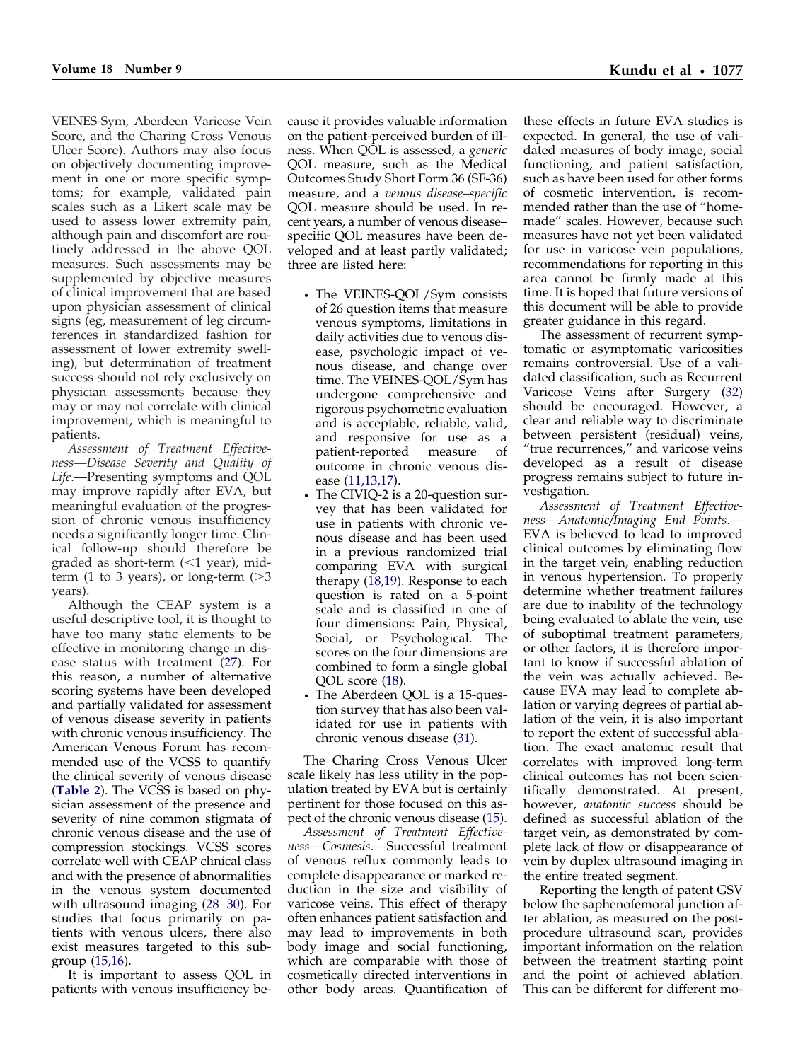VEINES-Sym, Aberdeen Varicose Vein Score, and the Charing Cross Venous Ulcer Score). Authors may also focus on objectively documenting improvement in one or more specific symptoms; for example, validated pain scales such as a Likert scale may be used to assess lower extremity pain, although pain and discomfort are routinely addressed in the above QOL measures. Such assessments may be supplemented by objective measures of clinical improvement that are based upon physician assessment of clinical signs (eg, measurement of leg circumferences in standardized fashion for assessment of lower extremity swelling), but determination of treatment success should not rely exclusively on physician assessments because they may or may not correlate with clinical improvement, which is meaningful to patients.

*Assessment of Treatment Effectiveness—Disease Severity and Quality of Life*.—Presenting symptoms and QOL may improve rapidly after EVA, but meaningful evaluation of the progression of chronic venous insufficiency needs a significantly longer time. Clinical follow-up should therefore be graded as short-term (<1 year), mid-term (1 to 3 years), or long-term (>3 years).

Although the CEAP system is a useful descriptive tool, it is thought to have too many static elements to be effective in monitoring change in disease status with treatment (27). For this reason, a number of alternative scoring systems have been developed and partially validated for assessment of venous disease severity in patients with chronic venous insufficiency. The American Venous Forum has recommended use of the VCSS to quantify the clinical severity of venous disease (**Table 2**). The VCSS is based on physician assessment of the presence and severity of nine common stigmata of chronic venous disease and the use of compression stockings. VCSS scores correlate well with CEAP clinical class and with the presence of abnormalities in the venous system documented with ultrasound imaging (28–30). For studies that focus primarily on patients with venous ulcers, there also exist measures targeted to this subgroup (15,16).

It is important to assess QOL in patients with venous insufficiency because it provides valuable information on the patient-perceived burden of illness. When QOL is assessed, a *generic* QOL measure, such as the Medical Outcomes Study Short Form 36 (SF-36) measure, and a *venous disease–specific* QOL measure should be used. In recent years, a number of venous disease–specific QOL measures have been developed and at least partly validated; three are listed here:

- The VEINES-QOL/Sym consists of 26 question items that measure venous symptoms, limitations in daily activities due to venous disease, psychologic impact of venous disease, and change over time. The VEINES-QOL/Sym has undergone comprehensive and rigorous psychometric evaluation and is acceptable, reliable, valid, and responsive for use as a patient-reported measure of outcome in chronic venous disease (11,13,17).
- The CIVIQ-2 is a 20-question survey that has been validated for use in patients with chronic venous disease and has been used in a previous randomized trial comparing EVA with surgical therapy (18,19). Response to each question is rated on a 5-point scale and is classified in one of four dimensions: Pain, Physical, Social, or Psychological. The scores on the four dimensions are combined to form a single global QOL score (18).
- The Aberdeen QOL is a 15-question survey that has also been validated for use in patients with chronic venous disease (31).

The Charing Cross Venous Ulcer scale likely has less utility in the population treated by EVA but is certainly pertinent for those focused on this aspect of the chronic venous disease (15).

*Assessment of Treatment Effectiveness—Cosmesis*.—Successful treatment of venous reflux commonly leads to complete disappearance or marked reduction in the size and visibility of varicose veins. This effect of therapy often enhances patient satisfaction and may lead to improvements in both body image and social functioning, which are comparable with those of cosmetically directed interventions in other body areas. Quantification of these effects in future EVA studies is expected. In general, the use of validated measures of body image, social functioning, and patient satisfaction, such as have been used for other forms of cosmetic intervention, is recommended rather than the use of "homemade" scales. However, because such measures have not yet been validated for use in varicose vein populations, recommendations for reporting in this area cannot be firmly made at this time. It is hoped that future versions of this document will be able to provide greater guidance in this regard.

The assessment of recurrent symptomatic or asymptomatic varicosities remains controversial. Use of a validated classification, such as Recurrent Varicose Veins after Surgery (32) should be encouraged. However, a clear and reliable way to discriminate between persistent (residual) veins, "true recurrences," and varicose veins developed as a result of disease progress remains subject to future investigation.

*Assessment of Treatment Effectiveness—Anatomic/Imaging End Points*.—EVA is believed to lead to improved clinical outcomes by eliminating flow in the target vein, enabling reduction in venous hypertension. To properly determine whether treatment failures are due to inability of the technology being evaluated to ablate the vein, use of suboptimal treatment parameters, or other factors, it is therefore important to know if successful ablation of the vein was actually achieved. Because EVA may lead to complete ablation or varying degrees of partial ablation of the vein, it is also important to report the extent of successful ablation. The exact anatomic result that correlates with improved long-term clinical outcomes has not been scientifically demonstrated. At present, however, *anatomic success* should be defined as successful ablation of the target vein, as demonstrated by complete lack of flow or disappearance of vein by duplex ultrasound imaging in the entire treated segment.

Reporting the length of patent GSV below the saphenofemoral junction after ablation, as measured on the post-procedure ultrasound scan, provides important information on the relation between the treatment starting point and the point of achieved ablation. This can be different for different mo-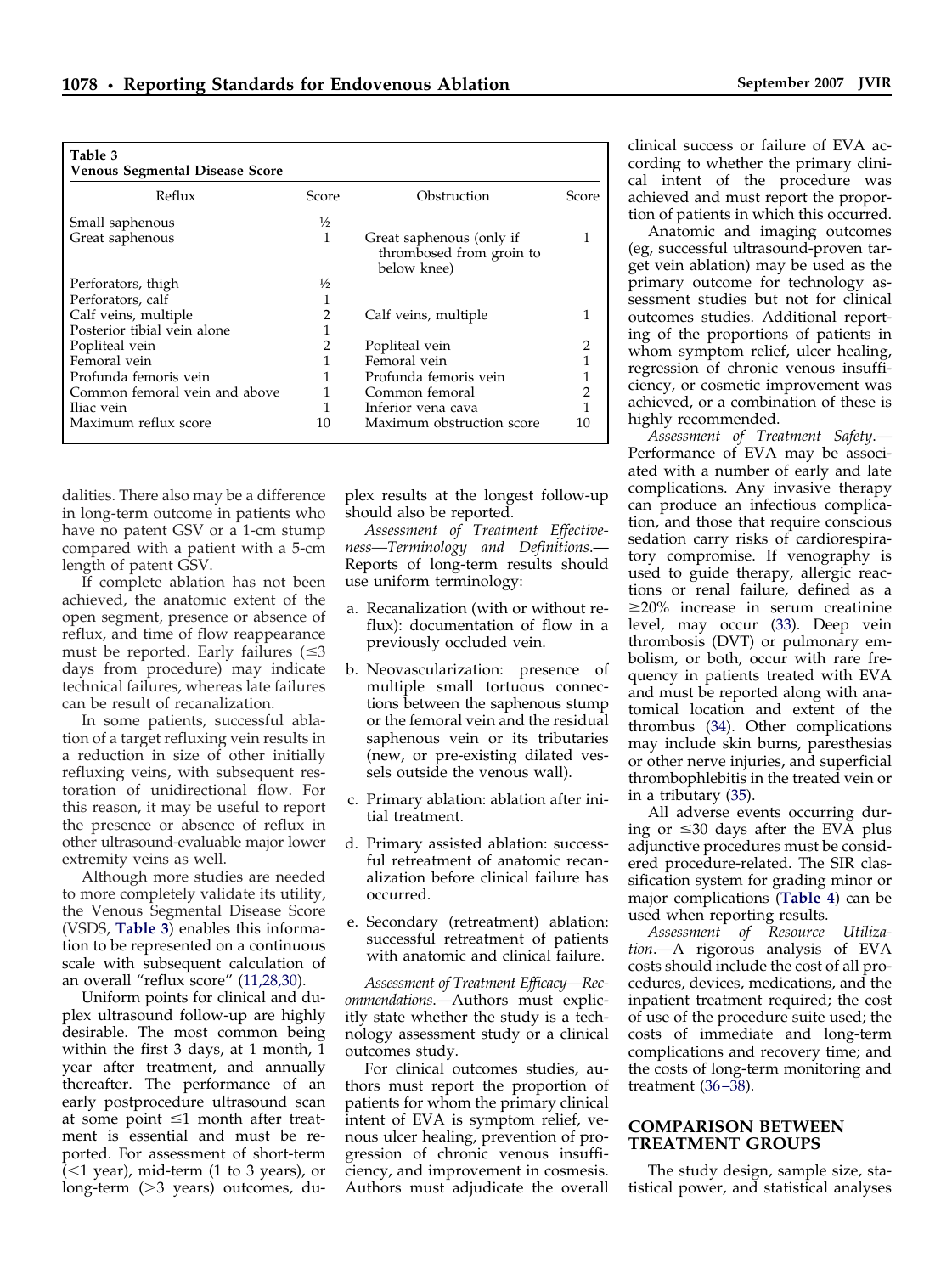Table 3
Venous Segmental Disease Score

| Reflux | Score | Obstruction | Score |
|---|---|---|---|
| Small saphenous | ½ | | |
| Great saphenous | 1 | Great saphenous (only if thrombosed from groin to below knee) | 1 |
| Perforators, thigh | ½ | | |
| Perforators, calf | 1 | | |
| Calf veins, multiple | 2 | Calf veins, multiple | 1 |
| Posterior tibial vein alone | 1 | | |
| Popliteal vein | 2 | Popliteal vein | 2 |
| Femoral vein | 1 | Femoral vein | 1 |
| Profunda femoris vein | 1 | Profunda femoris vein | 1 |
| Common femoral vein and above | 1 | Common femoral | 2 |
| Iliac vein | 1 | Inferior vena cava | 1 |
| Maximum reflux score | 10 | Maximum obstruction score | 10 |

dalities. There also may be a difference in long-term outcome in patients who have no patent GSV or a 1-cm stump compared with a patient with a 5-cm length of patent GSV.

If complete ablation has not been achieved, the anatomic extent of the open segment, presence or absence of reflux, and time of flow reappearance must be reported. Early failures (≤3 days from procedure) may indicate technical failures, whereas late failures can be result of recanalization.

In some patients, successful ablation of a target refluxing vein results in a reduction in size of other initially refluxing veins, with subsequent restoration of unidirectional flow. For this reason, it may be useful to report the presence or absence of reflux in other ultrasound-evaluable major lower extremity veins as well.

Although more studies are needed to more completely validate its utility, the Venous Segmental Disease Score (VSDS, **Table 3**) enables this information to be represented on a continuous scale with subsequent calculation of an overall "reflux score" (11,28,30).

Uniform points for clinical and duplex ultrasound follow-up are highly desirable. The most common being within the first 3 days, at 1 month, 1 year after treatment, and annually thereafter. The performance of an early postprocedure ultrasound scan at some point ≤1 month after treatment is essential and must be reported. For assessment of short-term (<1 year), mid-term (1 to 3 years), or long-term (>3 years) outcomes, duplex results at the longest follow-up should also be reported.

*Assessment of Treatment Effectiveness—Terminology and Definitions.*—Reports of long-term results should use uniform terminology:

a. Recanalization (with or without reflux): documentation of flow in a previously occluded vein.
b. Neovascularization: presence of multiple small tortuous connections between the saphenous stump or the femoral vein and the residual saphenous vein or its tributaries (new, or pre-existing dilated vessels outside the venous wall).
c. Primary ablation: ablation after initial treatment.
d. Primary assisted ablation: successful retreatment of anatomic recanalization before clinical failure has occurred.
e. Secondary (retreatment) ablation: successful retreatment of patients with anatomic and clinical failure.

*Assessment of Treatment Efficacy—Recommendations.*—Authors must explicitly state whether the study is a technology assessment study or a clinical outcomes study.

For clinical outcomes studies, authors must report the proportion of patients for whom the primary clinical intent of EVA is symptom relief, venous ulcer healing, prevention of progression of chronic venous insufficiency, and improvement in cosmesis. Authors must adjudicate the overall clinical success or failure of EVA according to whether the primary clinical intent of the procedure was achieved and must report the proportion of patients in which this occurred.

Anatomic and imaging outcomes (eg, successful ultrasound-proven target vein ablation) may be used as the primary outcome for technology assessment studies but not for clinical outcomes studies. Additional reporting of the proportions of patients in whom symptom relief, ulcer healing, regression of chronic venous insufficiency, or cosmetic improvement was achieved, or a combination of these is highly recommended.

*Assessment of Treatment Safety.*—Performance of EVA may be associated with a number of early and late complications. Any invasive therapy can produce an infectious complication, and those that require conscious sedation carry risks of cardiorespiratory compromise. If venography is used to guide therapy, allergic reactions or renal failure, defined as a ≥20% increase in serum creatinine level, may occur (33). Deep vein thrombosis (DVT) or pulmonary embolism, or both, occur with rare frequency in patients treated with EVA and must be reported along with anatomical location and extent of the thrombus (34). Other complications may include skin burns, paresthesias or other nerve injuries, and superficial thrombophlebitis in the treated vein or in a tributary (35).

All adverse events occurring during or ≤30 days after the EVA plus adjunctive procedures must be considered procedure-related. The SIR classification system for grading minor or major complications (**Table 4**) can be used when reporting results.

*Assessment of Resource Utilization.*—A rigorous analysis of EVA costs should include the cost of all procedures, devices, medications, and the inpatient treatment required; the cost of use of the procedure suite used; the costs of immediate and long-term complications and recovery time; and the costs of long-term monitoring and treatment (36–38).

## COMPARISON BETWEEN TREATMENT GROUPS

The study design, sample size, statistical power, and statistical analyses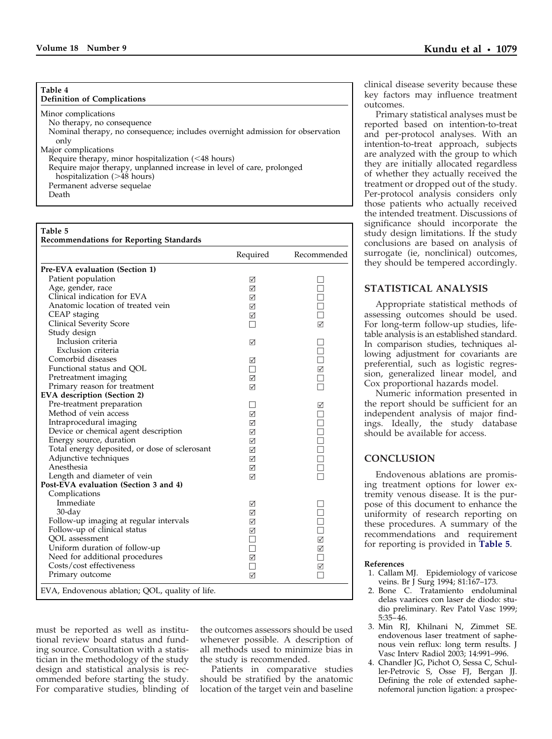**Table 4**
**Definition of Complications**

Minor complications
- No therapy, no consequence
- Nominal therapy, no consequence; includes overnight admission for observation only

Major complications
- Require therapy, minor hospitalization (<48 hours)
- Require major therapy, unplanned increase in level of care, prolonged hospitalization (>48 hours)
- Permanent adverse sequelae
- Death

**Table 5**
**Recommendations for Reporting Standards**

| | Required | Recommended |
|---|---|---|
| **Pre-EVA evaluation (Section 1)** | | |
| Patient population | ☑ | ☐ |
| Age, gender, race | ☑ | ☐ |
| Clinical indication for EVA | ☑ | ☐ |
| Anatomic location of treated vein | ☑ | ☐ |
| CEAP staging | ☑ | ☐ |
| Clinical Severity Score | ☐ | ☑ |
| Study design | | |
| Inclusion criteria | ☑ | ☐ |
| Exclusion criteria | | ☐ |
| Comorbid diseases | ☑ | ☐ |
| Functional status and QOL | ☐ | ☑ |
| Pretreatment imaging | ☑ | ☐ |
| Primary reason for treatment | ☑ | ☐ |
| **EVA description (Section 2)** | | |
| Pre-treatment preparation | ☐ | ☑ |
| Method of vein access | ☑ | ☐ |
| Intraprocedural imaging | ☑ | ☐ |
| Device or chemical agent description | ☑ | ☐ |
| Energy source, duration | ☑ | ☐ |
| Total energy deposited, or dose of sclerosant | ☑ | ☐ |
| Adjunctive techniques | ☑ | ☐ |
| Anesthesia | ☑ | ☐ |
| Length and diameter of vein | ☑ | ☐ |
| **Post-EVA evaluation (Section 3 and 4)** | | |
| Complications | | |
| Immediate | ☑ | ☐ |
| 30-day | ☑ | ☐ |
| Follow-up imaging at regular intervals | ☑ | ☐ |
| Follow-up of clinical status | ☑ | ☐ |
| QOL assessment | ☐ | ☑ |
| Uniform duration of follow-up | ☐ | ☑ |
| Need for additional procedures | ☑ | ☐ |
| Costs/cost effectiveness | ☐ | ☑ |
| Primary outcome | ☑ | ☐ |

EVA, Endovenous ablation; QOL, quality of life.

must be reported as well as institutional review board status and funding source. Consultation with a statistician in the methodology of the study design and statistical analysis is recommended before starting the study. For comparative studies, blinding of the outcomes assessors should be used whenever possible. A description of all methods used to minimize bias in the study is recommended.

Patients in comparative studies should be stratified by the anatomic location of the target vein and baseline clinical disease severity because these key factors may influence treatment outcomes.

Primary statistical analyses must be reported based on intention-to-treat and per-protocol analyses. With an intention-to-treat approach, subjects are analyzed with the group to which they are initially allocated regardless of whether they actually received the treatment or dropped out of the study. Per-protocol analysis considers only those patients who actually received the intended treatment. Discussions of significance should incorporate the study design limitations. If the study conclusions are based on analysis of surrogate (ie, nonclinical) outcomes, they should be tempered accordingly.

## STATISTICAL ANALYSIS

Appropriate statistical methods of assessing outcomes should be used. For long-term follow-up studies, life-table analysis is an established standard. In comparison studies, techniques allowing adjustment for covariants are preferential, such as logistic regression, generalized linear model, and Cox proportional hazards model.

Numeric information presented in the report should be sufficient for an independent analysis of major findings. Ideally, the study database should be available for access.

## CONCLUSION

Endovenous ablations are promising treatment options for lower extremity venous disease. It is the purpose of this document to enhance the uniformity of research reporting on these procedures. A summary of the recommendations and requirement for reporting is provided in **Table 5**.

**References**

1. Callam MJ. Epidemiology of varicose veins. Br J Surg 1994; 81:167–173.
2. Bone C. Tratamiento endoluminal delas vaarices con laser de diodo: studio preliminary. Rev Patol Vasc 1999; 5:35–46.
3. Min RJ, Khilnani N, Zimmet SE. endovenous laser treatment of saphenous vein reflux: long term results. J Vasc Interv Radiol 2003; 14:991–996.
4. Chandler JG, Pichot O, Sessa C, Schuller-Petrovic S, Osse FJ, Bergan JJ. Defining the role of extended saphenofemoral junction ligation: a prospec-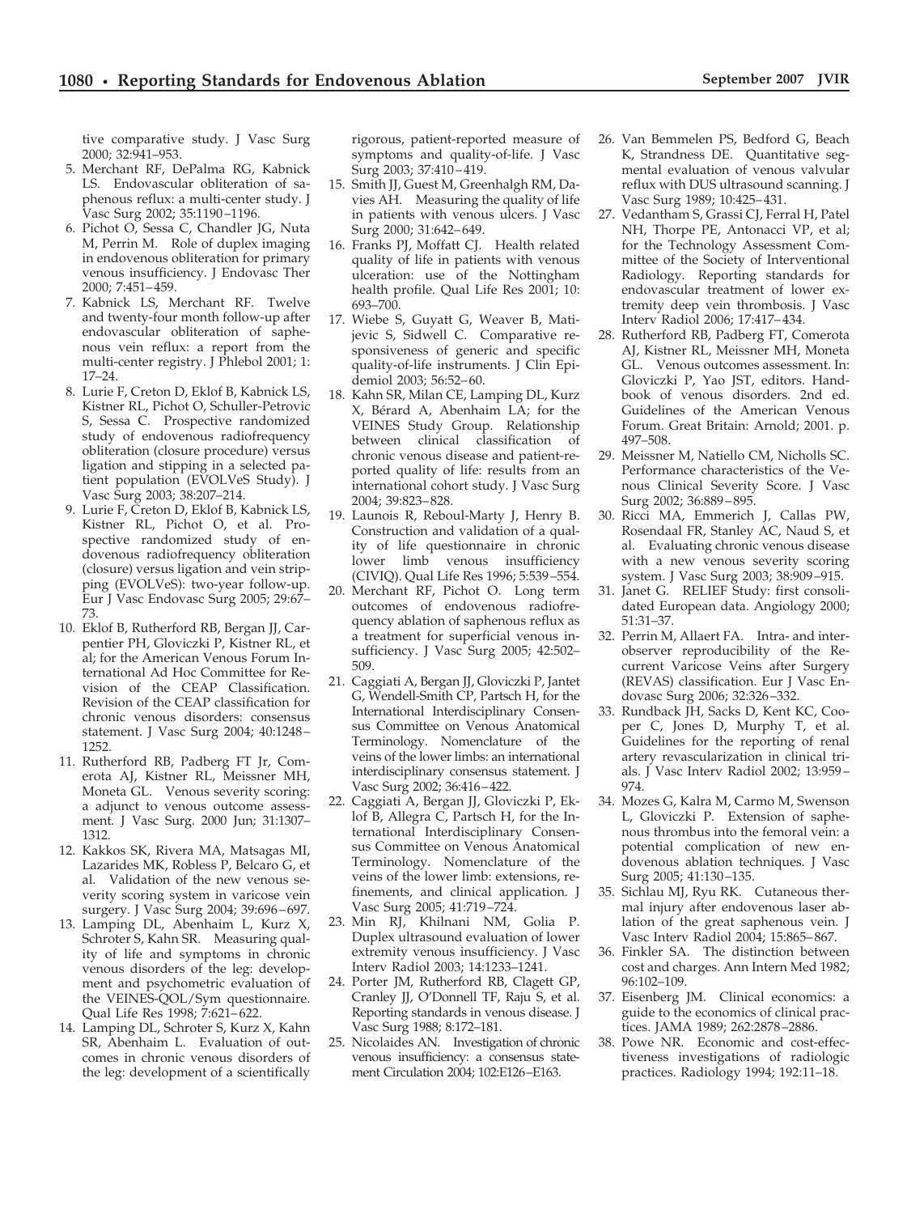tive comparative study. J Vasc Surg 2000; 32:941–953.

5. Merchant RF, DePalma RG, Kabnick LS. Endovascular obliteration of saphenous reflux: a multi-center study. J Vasc Surg 2002; 35:1190–1196.
6. Pichot O, Sessa C, Chandler JG, Nuta M, Perrin M. Role of duplex imaging in endovenous obliteration for primary venous insufficiency. J Endovasc Ther 2000; 7:451–459.
7. Kabnick LS, Merchant RF. Twelve and twenty-four month follow-up after endovascular obliteration of saphenous vein reflux: a report from the multi-center registry. J Phlebol 2001; 1: 17–24.
8. Lurie F, Creton D, Eklof B, Kabnick LS, Kistner RL, Pichot O, Schuller-Petrovic S, Sessa C. Prospective randomized study of endovenous radiofrequency obliteration (closure procedure) versus ligation and stipping in a selected patient population (EVOLVeS Study). J Vasc Surg 2003; 38:207–214.
9. Lurie F, Creton D, Eklof B, Kabnick LS, Kistner RL, Pichot O, et al. Prospective randomized study of endovenous radiofrequency obliteration (closure) versus ligation and vein stripping (EVOLVeS): two-year follow-up. Eur J Vasc Endovasc Surg 2005; 29:67–73.
10. Eklof B, Rutherford RB, Bergan JJ, Carpentier PH, Gloviczki P, Kistner RL, et al; for the American Venous Forum International Ad Hoc Committee for Revision of the CEAP Classification. Revision of the CEAP classification for chronic venous disorders: consensus statement. J Vasc Surg 2004; 40:1248–1252.
11. Rutherford RB, Padberg FT Jr, Comerota AJ, Kistner RL, Meissner MH, Moneta GL. Venous severity scoring: a adjunct to venous outcome assessment. J Vasc Surg. 2000 Jun; 31:1307–1312.
12. Kakkos SK, Rivera MA, Matsagas MI, Lazarides MK, Robless P, Belcaro G, et al. Validation of the new venous severity scoring system in varicose vein surgery. J Vasc Surg 2004; 39:696–697.
13. Lamping DL, Abenhaim L, Kurz X, Schroter S, Kahn SR. Measuring quality of life and symptoms in chronic venous disorders of the leg: development and psychometric evaluation of the VEINES-QOL/Sym questionnaire. Qual Life Res 1998; 7:621–622.
14. Lamping DL, Schroter S, Kurz X, Kahn SR, Abenhaim L. Evaluation of outcomes in chronic venous disorders of the leg: development of a scientifically rigorous, patient-reported measure of symptoms and quality-of-life. J Vasc Surg 2003; 37:410–419.
15. Smith JJ, Guest M, Greenhalgh RM, Davies AH. Measuring the quality of life in patients with venous ulcers. J Vasc Surg 2000; 31:642–649.
16. Franks PJ, Moffatt CJ. Health related quality of life in patients with venous ulceration: use of the Nottingham health profile. Qual Life Res 2001; 10: 693–700.
17. Wiebe S, Guyatt G, Weaver B, Matijevic S, Sidwell C. Comparative responsiveness of generic and specific quality-of-life instruments. J Clin Epidemiol 2003; 56:52–60.
18. Kahn SR, Milan CE, Lamping DL, Kurz X, Bérard A, Abenhaim LA; for the VEINES Study Group. Relationship between clinical classification of chronic venous disease and patient-reported quality of life: results from an international cohort study. J Vasc Surg 2004; 39:823–828.
19. Launois R, Reboul-Marty J, Henry B. Construction and validation of a quality of life questionnaire in chronic lower limb venous insufficiency (CIVIQ). Qual Life Res 1996; 5:539–554.
20. Merchant RF, Pichot O. Long term outcomes of endovenous radiofrequency ablation of saphenous reflux as a treatment for superficial venous insufficiency. J Vasc Surg 2005; 42:502–509.
21. Caggiati A, Bergan JJ, Gloviczki P, Jantet G, Wendell-Smith CP, Partsch H, for the International Interdisciplinary Consensus Committee on Venous Anatomical Terminology. Nomenclature of the veins of the lower limbs: an international interdisciplinary consensus statement. J Vasc Surg 2002; 36:416–422.
22. Caggiati A, Bergan JJ, Gloviczki P, Eklof B, Allegra C, Partsch H, for the International Interdisciplinary Consensus Committee on Venous Anatomical Terminology. Nomenclature of the veins of the lower limb: extensions, refinements, and clinical application. J Vasc Surg 2005; 41:719–724.
23. Min RJ, Khilnani NM, Golia P. Duplex ultrasound evaluation of lower extremity venous insufficiency. J Vasc Interv Radiol 2003; 14:1233–1241.
24. Porter JM, Rutherford RB, Clagett GP, Cranley JJ, O'Donnell TF, Raju S, et al. Reporting standards in venous disease. J Vasc Surg 1988; 8:172–181.
25. Nicolaides AN. Investigation of chronic venous insufficiency: a consensus statement Circulation 2004; 102:E126–E163.
26. Van Bemmelen PS, Bedford G, Beach K, Strandness DE. Quantitative segmental evaluation of venous valvular reflux with DUS ultrasound scanning. J Vasc Surg 1989; 10:425–431.
27. Vedantham S, Grassi CJ, Ferral H, Patel NH, Thorpe PE, Antonacci VP, et al; for the Technology Assessment Committee of the Society of Interventional Radiology. Reporting standards for endovascular treatment of lower extremity deep vein thrombosis. J Vasc Interv Radiol 2006; 17:417–434.
28. Rutherford RB, Padberg FT, Comerota AJ, Kistner RL, Meissner MH, Moneta GL. Venous outcomes assessment. In: Gloviczki P, Yao JST, editors. Handbook of venous disorders. 2nd ed. Guidelines of the American Venous Forum. Great Britain: Arnold; 2001. p. 497–508.
29. Meissner M, Natiello CM, Nicholls SC. Performance characteristics of the Venous Clinical Severity Score. J Vasc Surg 2002; 36:889–895.
30. Ricci MA, Emmerich J, Callas PW, Rosendaal FR, Stanley AC, Naud S, et al. Evaluating chronic venous disease with a new venous severity scoring system. J Vasc Surg 2003; 38:909–915.
31. Janet G. RELIEF Study: first consolidated European data. Angiology 2000; 51:31–37.
32. Perrin M, Allaert FA. Intra- and interobserver reproducibility of the Recurrent Varicose Veins after Surgery (REVAS) classification. Eur J Vasc Endovasc Surg 2006; 32:326–332.
33. Rundback JH, Sacks D, Kent KC, Cooper C, Jones D, Murphy T, et al. Guidelines for the reporting of renal artery revascularization in clinical trials. J Vasc Interv Radiol 2002; 13:959–974.
34. Mozes G, Kalra M, Carmo M, Swenson L, Gloviczki P. Extension of saphenous thrombus into the femoral vein: a potential complication of new endovenous ablation techniques. J Vasc Surg 2005; 41:130–135.
35. Sichlau MJ, Ryu RK. Cutaneous thermal injury after endovenous laser ablation of the great saphenous vein. J Vasc Interv Radiol 2004; 15:865–867.
36. Finkler SA. The distinction between cost and charges. Ann Intern Med 1982; 96:102–109.
37. Eisenberg JM. Clinical economics: a guide to the economics of clinical practices. JAMA 1989; 262:2878–2886.
38. Powe NR. Economic and cost-effectiveness investigations of radiologic practices. Radiology 1994; 192:11–18.